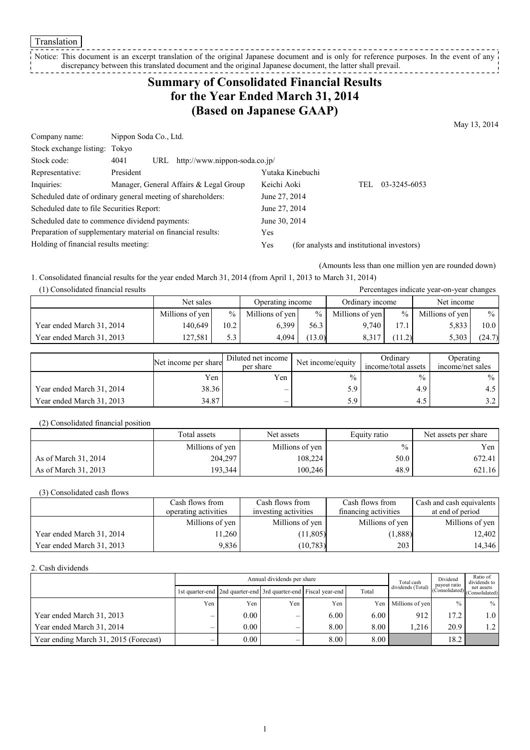Translation

Notice: This document is an excerpt translation of the original Japanese document and is only for reference purposes. In the event of any discrepancy between this translated document and the original Japanese document, the latter shall prevail.

# Summary of Consolidated Financial Results for the Year Ended March 31, 2014 (Based on Japanese GAAP)

May 13, 2014

| | | | |
|---|---|---|---|
| Company name: | Nippon Soda Co., Ltd. | | |
| Stock exchange listing: | Tokyo | | |
| Stock code: | 4041 URL http://www.nippon-soda.co.jp/ | | |
| Representative: | President | Yutaka Kinebuchi | |
| Inquiries: | Manager, General Affairs & Legal Group | Keichi Aoki | TEL 03-3245-6053 |

Scheduled date of ordinary general meeting of shareholders: June 27, 2014
Scheduled date to file Securities Report: June 27, 2014
Scheduled date to commence dividend payments: June 30, 2014
Preparation of supplementary material on financial results: Yes
Holding of financial results meeting: Yes (for analysts and institutional investors)

(Amounts less than one million yen are rounded down)

1. Consolidated financial results for the year ended March 31, 2014 (from April 1, 2013 to March 31, 2014)

(1) Consolidated financial results

Percentages indicate year-on-year changes

| | Net sales | | Operating income | | Ordinary income | | Net income | |
|---|---|---|---|---|---|---|---|---|
| | Millions of yen | % | Millions of yen | % | Millions of yen | % | Millions of yen | % |
| Year ended March 31, 2014 | 140,649 | 10.2 | 6,399 | 56.3 | 9,740 | 17.1 | 5,833 | 10.0 |
| Year ended March 31, 2013 | 127,581 | 5.3 | 4,094 | (13.0) | 8,317 | (11.2) | 5,303 | (24.7) |

| | Net income per share | Diluted net income per share | Net income/equity | Ordinary income/total assets | Operating income/net sales |
|---|---|---|---|---|---|
| | Yen | Yen | % | % | % |
| Year ended March 31, 2014 | 38.36 | – | 5.9 | 4.9 | 4.5 |
| Year ended March 31, 2013 | 34.87 | – | 5.9 | 4.5 | 3.2 |

(2) Consolidated financial position

| | Total assets | Net assets | Equity ratio | Net assets per share |
|---|---|---|---|---|
| | Millions of yen | Millions of yen | % | Yen |
| As of March 31, 2014 | 204,297 | 108,224 | 50.0 | 672.41 |
| As of March 31, 2013 | 193,344 | 100,246 | 48.9 | 621.16 |

(3) Consolidated cash flows

| | Cash flows from operating activities | Cash flows from investing activities | Cash flows from financing activities | Cash and cash equivalents at end of period |
|---|---|---|---|---|
| | Millions of yen | Millions of yen | Millions of yen | Millions of yen |
| Year ended March 31, 2014 | 11,260 | (11,805) | (1,888) | 12,402 |
| Year ended March 31, 2013 | 9,836 | (10,783) | 203 | 14,346 |

2. Cash dividends

| | Annual dividends per share | | | | | Total cash dividends (Total) | Dividend payout ratio (Consolidated) | Ratio of dividends to net assets (Consolidated) |
|---|---|---|---|---|---|---|---|---|
| | 1st quarter-end | 2nd quarter-end | 3rd quarter-end | Fiscal year-end | Total | | | |
| | Yen | Yen | Yen | Yen | Yen | Millions of yen | % | % |
| Year ended March 31, 2013 | – | 0.00 | – | 6.00 | 6.00 | 912 | 17.2 | 1.0 |
| Year ended March 31, 2014 | – | 0.00 | – | 8.00 | 8.00 | 1,216 | 20.9 | 1.2 |
| Year ending March 31, 2015 (Forecast) | – | 0.00 | – | 8.00 | 8.00 | | 18.2 | |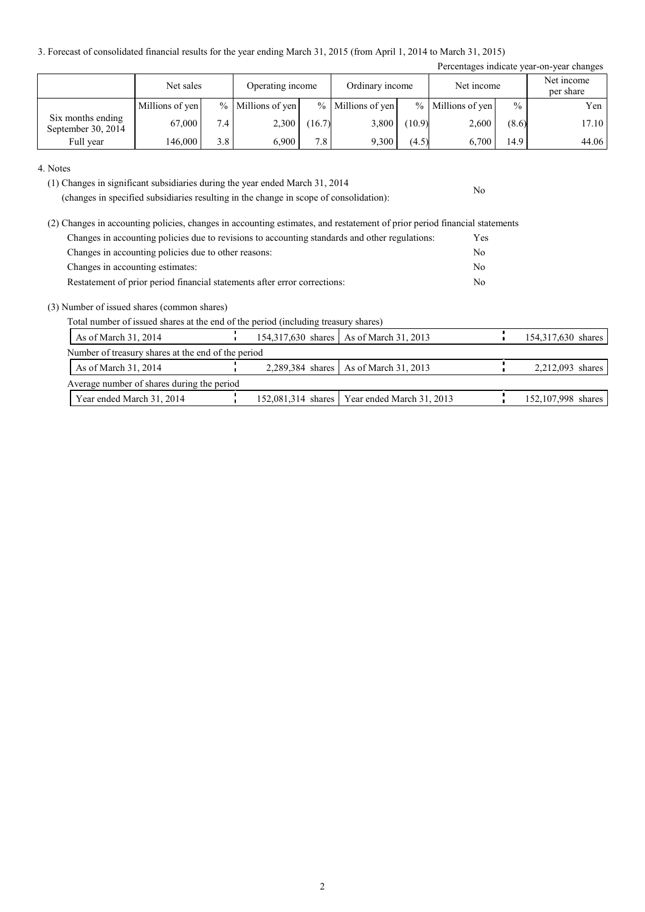3. Forecast of consolidated financial results for the year ending March 31, 2015 (from April 1, 2014 to March 31, 2015)

Percentages indicate year-on-year changes

| | Net sales | | Operating income | | Ordinary income | | Net income | | Net income per share |
|---|---|---|---|---|---|---|---|---|---|
| | Millions of yen | % | Millions of yen | % | Millions of yen | % | Millions of yen | % | Yen |
| Six months ending September 30, 2014 | 67,000 | 7.4 | 2,300 | (16.7) | 3,800 | (10.9) | 2,600 | (8.6) | 17.10 |
| Full year | 146,000 | 3.8 | 6,900 | 7.8 | 9,300 | (4.5) | 6,700 | 14.9 | 44.06 |

4. Notes

(1) Changes in significant subsidiaries during the year ended March 31, 2014 (changes in specified subsidiaries resulting in the change in scope of consolidation): No

(2) Changes in accounting policies, changes in accounting estimates, and restatement of prior period financial statements

Changes in accounting policies due to revisions to accounting standards and other regulations: Yes

Changes in accounting policies due to other reasons: No

Changes in accounting estimates: No

Restatement of prior period financial statements after error corrections: No

(3) Number of issued shares (common shares)

Total number of issued shares at the end of the period (including treasury shares)

| As of March 31, 2014 | 154,317,630 shares | As of March 31, 2013 | 154,317,630 shares |
|---|---|---|---|

Number of treasury shares at the end of the period

| As of March 31, 2014 | 2,289,384 shares | As of March 31, 2013 | 2,212,093 shares |
|---|---|---|---|

Average number of shares during the period

| Year ended March 31, 2014 | 152,081,314 shares | Year ended March 31, 2013 | 152,107,998 shares |
|---|---|---|---|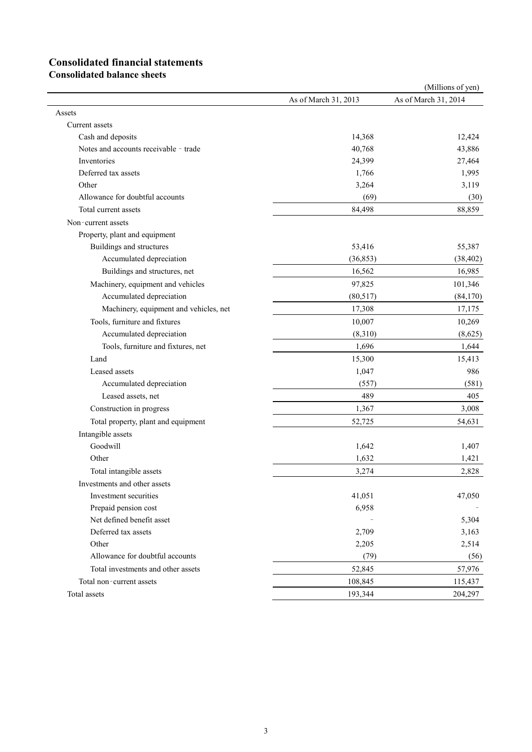# Consolidated financial statements

## Consolidated balance sheets

(Millions of yen)

| | As of March 31, 2013 | As of March 31, 2014 |
|---|---|---|
| Assets | | |
| Current assets | | |
| Cash and deposits | 14,368 | 12,424 |
| Notes and accounts receivable - trade | 40,768 | 43,886 |
| Inventories | 24,399 | 27,464 |
| Deferred tax assets | 1,766 | 1,995 |
| Other | 3,264 | 3,119 |
| Allowance for doubtful accounts | (69) | (30) |
| Total current assets | 84,498 | 88,859 |
| Non-current assets | | |
| Property, plant and equipment | | |
| Buildings and structures | 53,416 | 55,387 |
| Accumulated depreciation | (36,853) | (38,402) |
| Buildings and structures, net | 16,562 | 16,985 |
| Machinery, equipment and vehicles | 97,825 | 101,346 |
| Accumulated depreciation | (80,517) | (84,170) |
| Machinery, equipment and vehicles, net | 17,308 | 17,175 |
| Tools, furniture and fixtures | 10,007 | 10,269 |
| Accumulated depreciation | (8,310) | (8,625) |
| Tools, furniture and fixtures, net | 1,696 | 1,644 |
| Land | 15,300 | 15,413 |
| Leased assets | 1,047 | 986 |
| Accumulated depreciation | (557) | (581) |
| Leased assets, net | 489 | 405 |
| Construction in progress | 1,367 | 3,008 |
| Total property, plant and equipment | 52,725 | 54,631 |
| Intangible assets | | |
| Goodwill | 1,642 | 1,407 |
| Other | 1,632 | 1,421 |
| Total intangible assets | 3,274 | 2,828 |
| Investments and other assets | | |
| Investment securities | 41,051 | 47,050 |
| Prepaid pension cost | 6,958 | - |
| Net defined benefit asset | - | 5,304 |
| Deferred tax assets | 2,709 | 3,163 |
| Other | 2,205 | 2,514 |
| Allowance for doubtful accounts | (79) | (56) |
| Total investments and other assets | 52,845 | 57,976 |
| Total non-current assets | 108,845 | 115,437 |
| Total assets | 193,344 | 204,297 |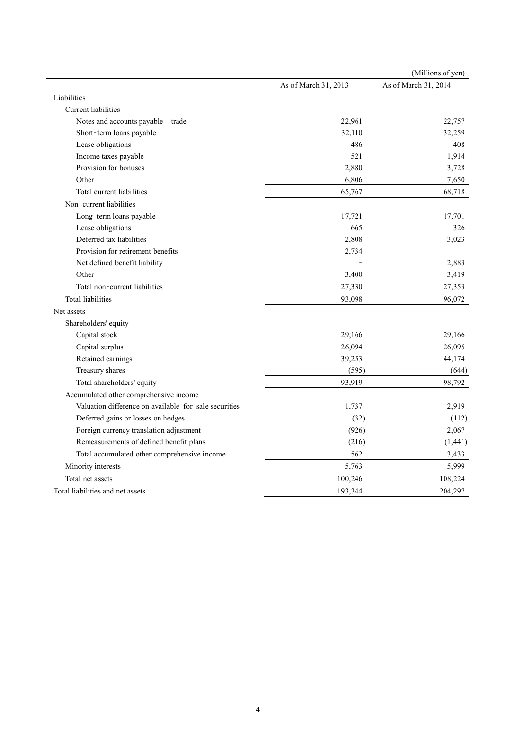(Millions of yen)

| | As of March 31, 2013 | As of March 31, 2014 |
|---|---|---|
| Liabilities | | |
| Current liabilities | | |
| Notes and accounts payable - trade | 22,961 | 22,757 |
| Short-term loans payable | 32,110 | 32,259 |
| Lease obligations | 486 | 408 |
| Income taxes payable | 521 | 1,914 |
| Provision for bonuses | 2,880 | 3,728 |
| Other | 6,806 | 7,650 |
| Total current liabilities | 65,767 | 68,718 |
| Non-current liabilities | | |
| Long-term loans payable | 17,721 | 17,701 |
| Lease obligations | 665 | 326 |
| Deferred tax liabilities | 2,808 | 3,023 |
| Provision for retirement benefits | 2,734 | - |
| Net defined benefit liability | - | 2,883 |
| Other | 3,400 | 3,419 |
| Total non-current liabilities | 27,330 | 27,353 |
| Total liabilities | 93,098 | 96,072 |
| Net assets | | |
| Shareholders' equity | | |
| Capital stock | 29,166 | 29,166 |
| Capital surplus | 26,094 | 26,095 |
| Retained earnings | 39,253 | 44,174 |
| Treasury shares | (595) | (644) |
| Total shareholders' equity | 93,919 | 98,792 |
| Accumulated other comprehensive income | | |
| Valuation difference on available-for-sale securities | 1,737 | 2,919 |
| Deferred gains or losses on hedges | (32) | (112) |
| Foreign currency translation adjustment | (926) | 2,067 |
| Remeasurements of defined benefit plans | (216) | (1,441) |
| Total accumulated other comprehensive income | 562 | 3,433 |
| Minority interests | 5,763 | 5,999 |
| Total net assets | 100,246 | 108,224 |
| Total liabilities and net assets | 193,344 | 204,297 |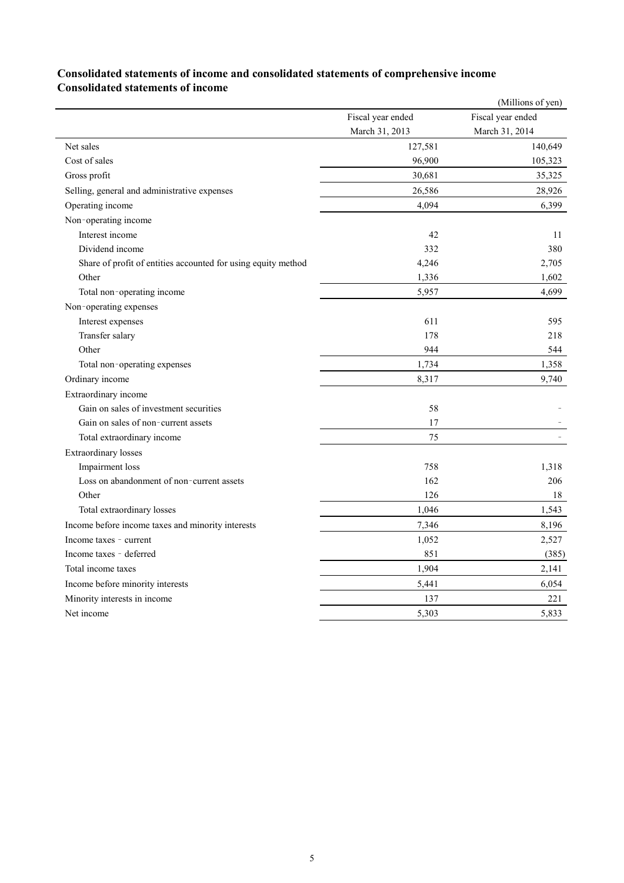## Consolidated statements of income and consolidated statements of comprehensive income
## Consolidated statements of income

(Millions of yen)

| | Fiscal year ended March 31, 2013 | Fiscal year ended March 31, 2014 |
|---|---|---|
| Net sales | 127,581 | 140,649 |
| Cost of sales | 96,900 | 105,323 |
| Gross profit | 30,681 | 35,325 |
| Selling, general and administrative expenses | 26,586 | 28,926 |
| Operating income | 4,094 | 6,399 |
| Non-operating income | | |
| Interest income | 42 | 11 |
| Dividend income | 332 | 380 |
| Share of profit of entities accounted for using equity method | 4,246 | 2,705 |
| Other | 1,336 | 1,602 |
| Total non-operating income | 5,957 | 4,699 |
| Non-operating expenses | | |
| Interest expenses | 611 | 595 |
| Transfer salary | 178 | 218 |
| Other | 944 | 544 |
| Total non-operating expenses | 1,734 | 1,358 |
| Ordinary income | 8,317 | 9,740 |
| Extraordinary income | | |
| Gain on sales of investment securities | 58 | - |
| Gain on sales of non-current assets | 17 | - |
| Total extraordinary income | 75 | - |
| Extraordinary losses | | |
| Impairment loss | 758 | 1,318 |
| Loss on abandonment of non-current assets | 162 | 206 |
| Other | 126 | 18 |
| Total extraordinary losses | 1,046 | 1,543 |
| Income before income taxes and minority interests | 7,346 | 8,196 |
| Income taxes - current | 1,052 | 2,527 |
| Income taxes - deferred | 851 | (385) |
| Total income taxes | 1,904 | 2,141 |
| Income before minority interests | 5,441 | 6,054 |
| Minority interests in income | 137 | 221 |
| Net income | 5,303 | 5,833 |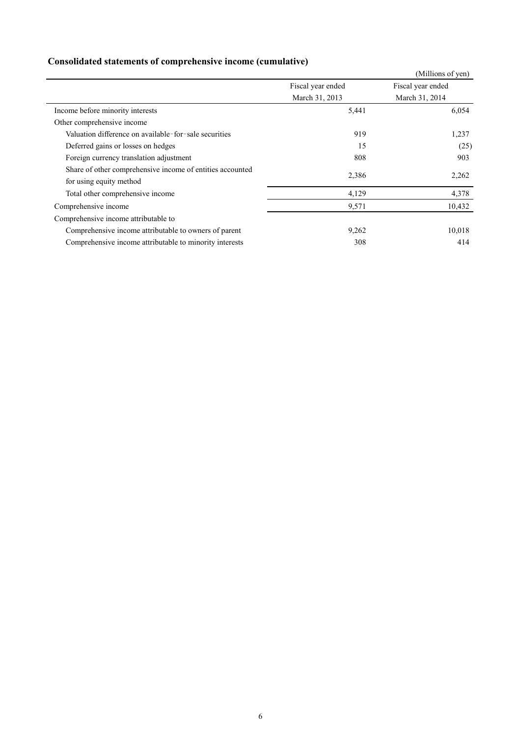## Consolidated statements of comprehensive income (cumulative)

(Millions of yen)

| | Fiscal year ended March 31, 2013 | Fiscal year ended March 31, 2014 |
|---|---|---|
| Income before minority interests | 5,441 | 6,054 |
| Other comprehensive income | | |
| Valuation difference on available-for-sale securities | 919 | 1,237 |
| Deferred gains or losses on hedges | 15 | (25) |
| Foreign currency translation adjustment | 808 | 903 |
| Share of other comprehensive income of entities accounted for using equity method | 2,386 | 2,262 |
| Total other comprehensive income | 4,129 | 4,378 |
| Comprehensive income | 9,571 | 10,432 |
| Comprehensive income attributable to | | |
| Comprehensive income attributable to owners of parent | 9,262 | 10,018 |
| Comprehensive income attributable to minority interests | 308 | 414 |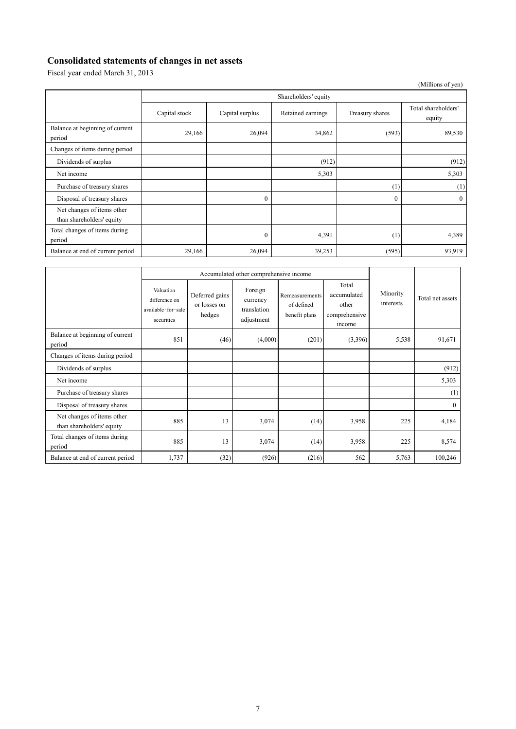## Consolidated statements of changes in net assets

Fiscal year ended March 31, 2013

(Millions of yen)

| | Shareholders' equity | | | | |
|---|---|---|---|---|---|
| | Capital stock | Capital surplus | Retained earnings | Treasury shares | Total shareholders' equity |
| Balance at beginning of current period | 29,166 | 26,094 | 34,862 | (593) | 89,530 |
| Changes of items during period | | | | | |
| Dividends of surplus | | | (912) | | (912) |
| Net income | | | 5,303 | | 5,303 |
| Purchase of treasury shares | | | | (1) | (1) |
| Disposal of treasury shares | | 0 | | 0 | 0 |
| Net changes of items other than shareholders' equity | | | | | |
| Total changes of items during period | - | 0 | 4,391 | (1) | 4,389 |
| Balance at end of current period | 29,166 | 26,094 | 39,253 | (595) | 93,919 |

| | Accumulated other comprehensive income | | | | | Minority interests | Total net assets |
|---|---|---|---|---|---|---|---|
| | Valuation difference on available-for-sale securities | Deferred gains or losses on hedges | Foreign currency translation adjustment | Remeasurements of defined benefit plans | Total accumulated other comprehensive income | | |
| Balance at beginning of current period | 851 | (46) | (4,000) | (201) | (3,396) | 5,538 | 91,671 |
| Changes of items during period | | | | | | | |
| Dividends of surplus | | | | | | | (912) |
| Net income | | | | | | | 5,303 |
| Purchase of treasury shares | | | | | | | (1) |
| Disposal of treasury shares | | | | | | | 0 |
| Net changes of items other than shareholders' equity | 885 | 13 | 3,074 | (14) | 3,958 | 225 | 4,184 |
| Total changes of items during period | 885 | 13 | 3,074 | (14) | 3,958 | 225 | 8,574 |
| Balance at end of current period | 1,737 | (32) | (926) | (216) | 562 | 5,763 | 100,246 |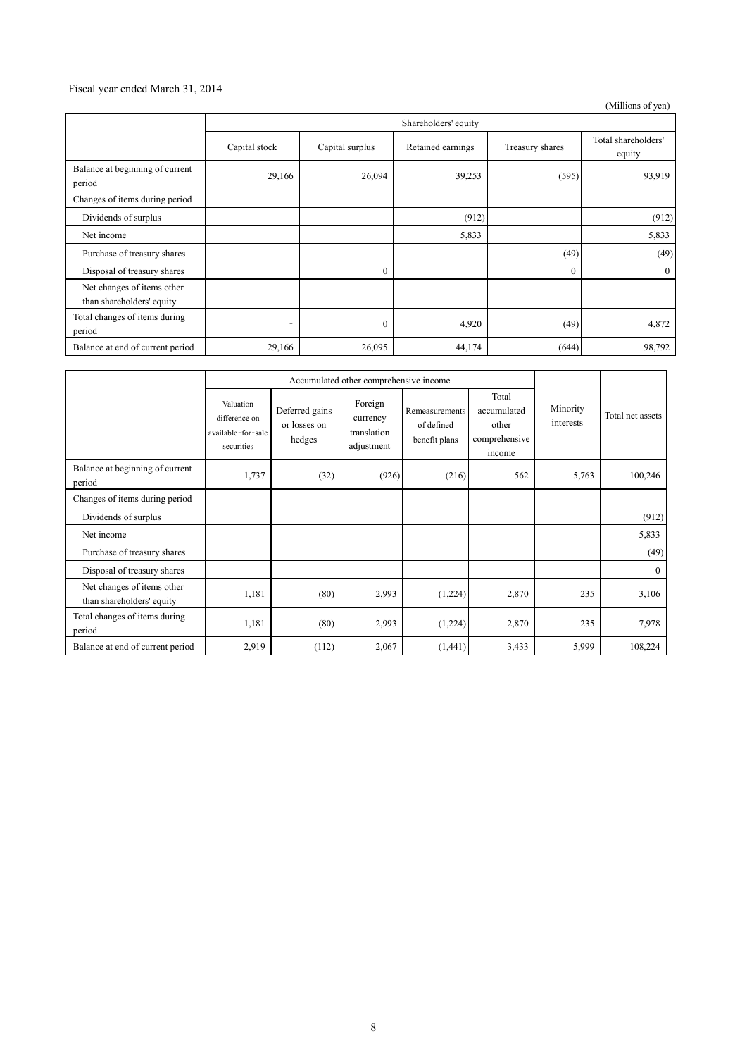Fiscal year ended March 31, 2014

(Millions of yen)

| | Shareholders' equity | | | | |
|---|---|---|---|---|---|
| | Capital stock | Capital surplus | Retained earnings | Treasury shares | Total shareholders' equity |
| Balance at beginning of current period | 29,166 | 26,094 | 39,253 | (595) | 93,919 |
| Changes of items during period | | | | | |
| Dividends of surplus | | | (912) | | (912) |
| Net income | | | 5,833 | | 5,833 |
| Purchase of treasury shares | | | | (49) | (49) |
| Disposal of treasury shares | | 0 | | 0 | 0 |
| Net changes of items other than shareholders' equity | | | | | |
| Total changes of items during period | - | 0 | 4,920 | (49) | 4,872 |
| Balance at end of current period | 29,166 | 26,095 | 44,174 | (644) | 98,792 |

| | Accumulated other comprehensive income | | | | | Minority interests | Total net assets |
|---|---|---|---|---|---|---|---|
| | Valuation difference on available-for-sale securities | Deferred gains or losses on hedges | Foreign currency translation adjustment | Remeasurements of defined benefit plans | Total accumulated other comprehensive income | | |
| Balance at beginning of current period | 1,737 | (32) | (926) | (216) | 562 | 5,763 | 100,246 |
| Changes of items during period | | | | | | | |
| Dividends of surplus | | | | | | | (912) |
| Net income | | | | | | | 5,833 |
| Purchase of treasury shares | | | | | | | (49) |
| Disposal of treasury shares | | | | | | | 0 |
| Net changes of items other than shareholders' equity | 1,181 | (80) | 2,993 | (1,224) | 2,870 | 235 | 3,106 |
| Total changes of items during period | 1,181 | (80) | 2,993 | (1,224) | 2,870 | 235 | 7,978 |
| Balance at end of current period | 2,919 | (112) | 2,067 | (1,441) | 3,433 | 5,999 | 108,224 |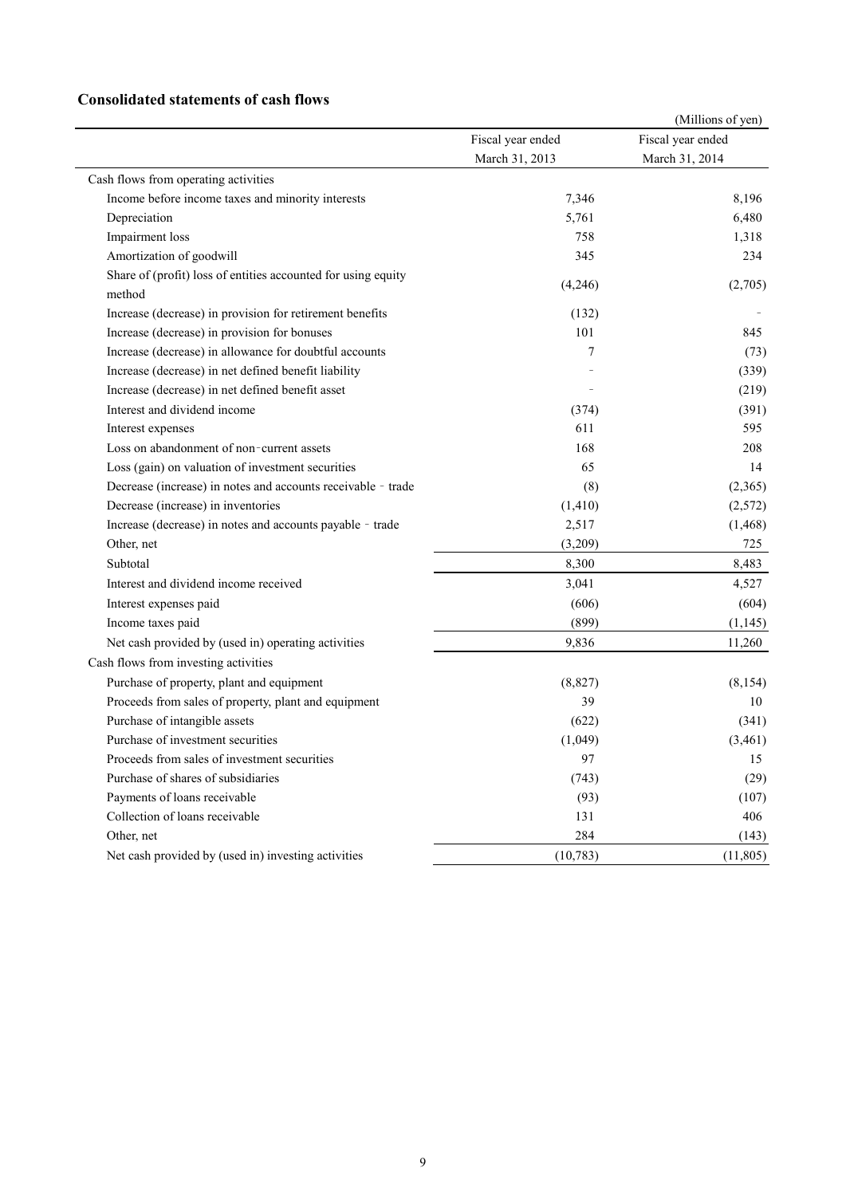## Consolidated statements of cash flows

(Millions of yen)

| | Fiscal year ended March 31, 2013 | Fiscal year ended March 31, 2014 |
|---|---|---|
| Cash flows from operating activities | | |
| Income before income taxes and minority interests | 7,346 | 8,196 |
| Depreciation | 5,761 | 6,480 |
| Impairment loss | 758 | 1,318 |
| Amortization of goodwill | 345 | 234 |
| Share of (profit) loss of entities accounted for using equity method | (4,246) | (2,705) |
| Increase (decrease) in provision for retirement benefits | (132) | - |
| Increase (decrease) in provision for bonuses | 101 | 845 |
| Increase (decrease) in allowance for doubtful accounts | 7 | (73) |
| Increase (decrease) in net defined benefit liability | - | (339) |
| Increase (decrease) in net defined benefit asset | - | (219) |
| Interest and dividend income | (374) | (391) |
| Interest expenses | 611 | 595 |
| Loss on abandonment of non-current assets | 168 | 208 |
| Loss (gain) on valuation of investment securities | 65 | 14 |
| Decrease (increase) in notes and accounts receivable - trade | (8) | (2,365) |
| Decrease (increase) in inventories | (1,410) | (2,572) |
| Increase (decrease) in notes and accounts payable - trade | 2,517 | (1,468) |
| Other, net | (3,209) | 725 |
| Subtotal | 8,300 | 8,483 |
| Interest and dividend income received | 3,041 | 4,527 |
| Interest expenses paid | (606) | (604) |
| Income taxes paid | (899) | (1,145) |
| Net cash provided by (used in) operating activities | 9,836 | 11,260 |
| Cash flows from investing activities | | |
| Purchase of property, plant and equipment | (8,827) | (8,154) |
| Proceeds from sales of property, plant and equipment | 39 | 10 |
| Purchase of intangible assets | (622) | (341) |
| Purchase of investment securities | (1,049) | (3,461) |
| Proceeds from sales of investment securities | 97 | 15 |
| Purchase of shares of subsidiaries | (743) | (29) |
| Payments of loans receivable | (93) | (107) |
| Collection of loans receivable | 131 | 406 |
| Other, net | 284 | (143) |
| Net cash provided by (used in) investing activities | (10,783) | (11,805) |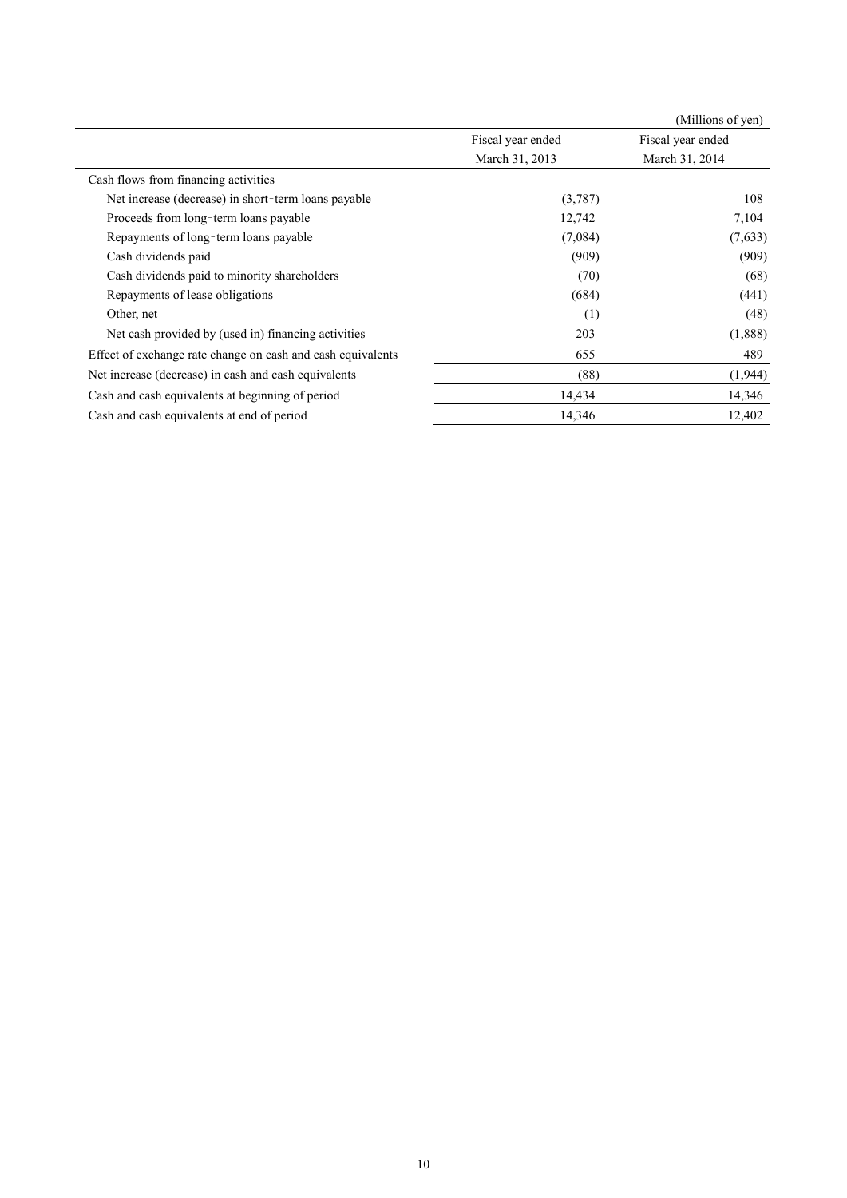(Millions of yen)

| | Fiscal year ended March 31, 2013 | Fiscal year ended March 31, 2014 |
|---|---|---|
| Cash flows from financing activities | | |
| Net increase (decrease) in short‑term loans payable | (3,787) | 108 |
| Proceeds from long‑term loans payable | 12,742 | 7,104 |
| Repayments of long‑term loans payable | (7,084) | (7,633) |
| Cash dividends paid | (909) | (909) |
| Cash dividends paid to minority shareholders | (70) | (68) |
| Repayments of lease obligations | (684) | (441) |
| Other, net | (1) | (48) |
| Net cash provided by (used in) financing activities | 203 | (1,888) |
| Effect of exchange rate change on cash and cash equivalents | 655 | 489 |
| Net increase (decrease) in cash and cash equivalents | (88) | (1,944) |
| Cash and cash equivalents at beginning of period | 14,434 | 14,346 |
| Cash and cash equivalents at end of period | 14,346 | 12,402 |